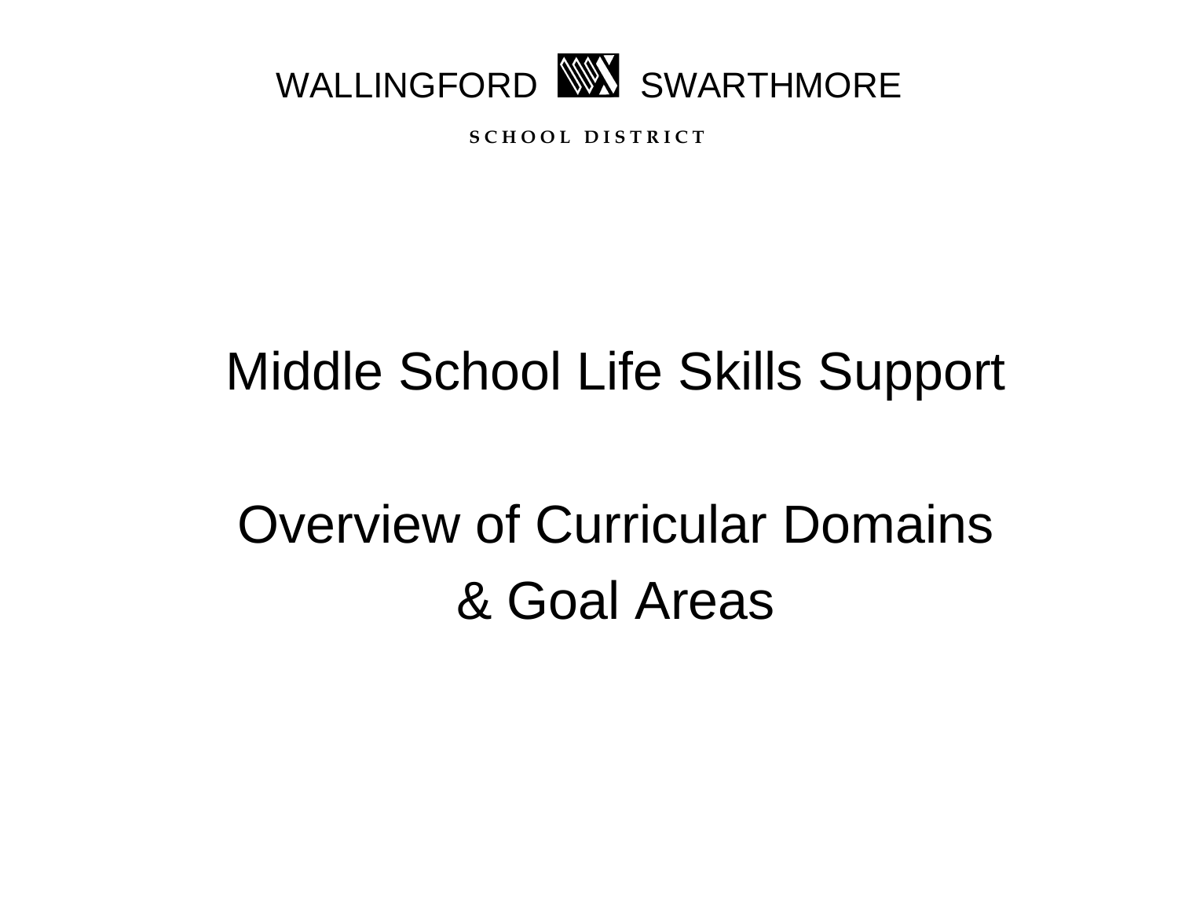WALLINGFORD SWARTHMORE

SCHOOL DISTRICT

# Middle School Life Skills Support

# Overview of Curricular Domains & Goal Areas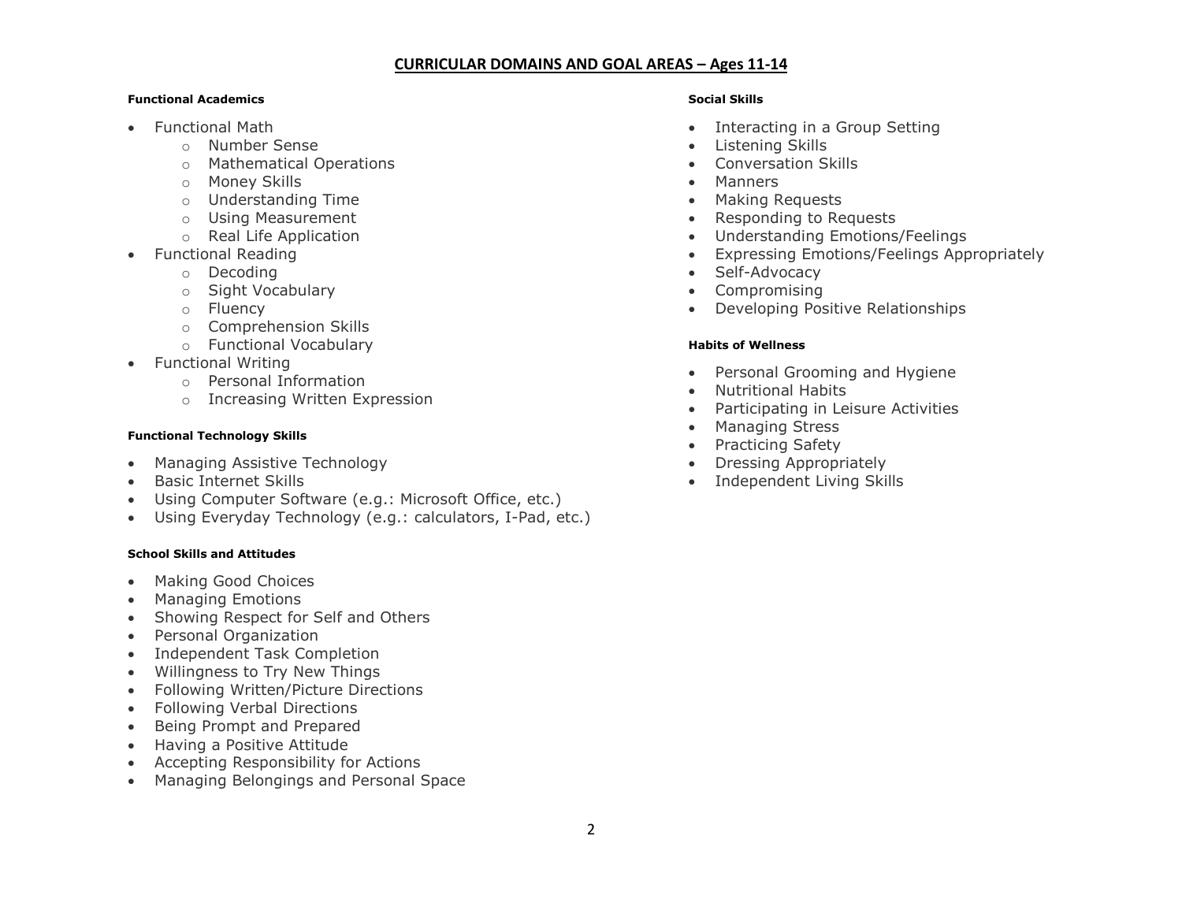# CURRICULAR DOMAINS AND GOAL AREAS – Ages 11-14

**Functional Academics**

- Functional Math
  - Number Sense
  - Mathematical Operations
  - Money Skills
  - Understanding Time
  - Using Measurement
  - Real Life Application
- Functional Reading
  - Decoding
  - Sight Vocabulary
  - Fluency
  - Comprehension Skills
  - Functional Vocabulary
- Functional Writing
  - Personal Information
  - Increasing Written Expression

**Functional Technology Skills**

- Managing Assistive Technology
- Basic Internet Skills
- Using Computer Software (e.g.: Microsoft Office, etc.)
- Using Everyday Technology (e.g.: calculators, I-Pad, etc.)

**School Skills and Attitudes**

- Making Good Choices
- Managing Emotions
- Showing Respect for Self and Others
- Personal Organization
- Independent Task Completion
- Willingness to Try New Things
- Following Written/Picture Directions
- Following Verbal Directions
- Being Prompt and Prepared
- Having a Positive Attitude
- Accepting Responsibility for Actions
- Managing Belongings and Personal Space

**Social Skills**

- Interacting in a Group Setting
- Listening Skills
- Conversation Skills
- Manners
- Making Requests
- Responding to Requests
- Understanding Emotions/Feelings
- Expressing Emotions/Feelings Appropriately
- Self-Advocacy
- Compromising
- Developing Positive Relationships

**Habits of Wellness**

- Personal Grooming and Hygiene
- Nutritional Habits
- Participating in Leisure Activities
- Managing Stress
- Practicing Safety
- Dressing Appropriately
- Independent Living Skills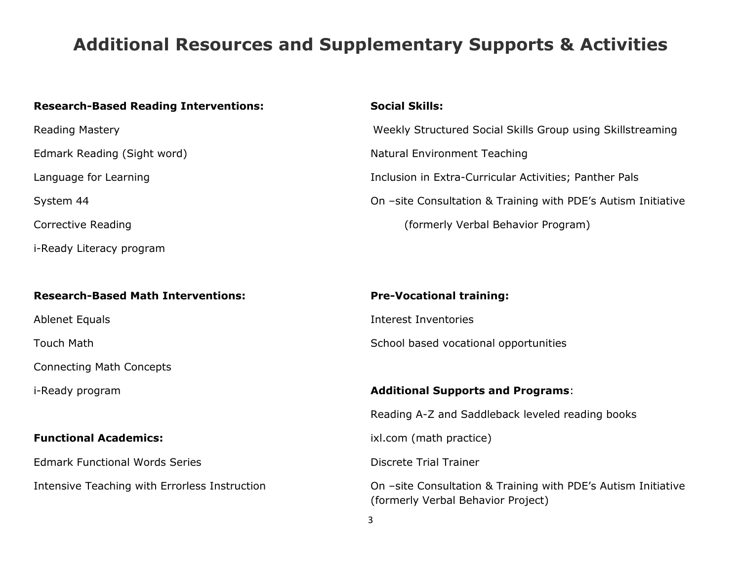# Additional Resources and Supplementary Supports & Activities

**Research-Based Reading Interventions:**

Reading Mastery

Edmark Reading (Sight word)

Language for Learning

System 44

Corrective Reading

i-Ready Literacy program

**Research-Based Math Interventions:**

Ablenet Equals

Touch Math

Connecting Math Concepts

i-Ready program

**Functional Academics:**

Edmark Functional Words Series

Intensive Teaching with Errorless Instruction

**Social Skills:**

Weekly Structured Social Skills Group using Skillstreaming

Natural Environment Teaching

Inclusion in Extra-Curricular Activities; Panther Pals

On –site Consultation & Training with PDE's Autism Initiative (formerly Verbal Behavior Program)

**Pre-Vocational training:**

Interest Inventories

School based vocational opportunities

**Additional Supports and Programs**:

Reading A-Z and Saddleback leveled reading books

ixl.com (math practice)

Discrete Trial Trainer

On –site Consultation & Training with PDE's Autism Initiative (formerly Verbal Behavior Project)